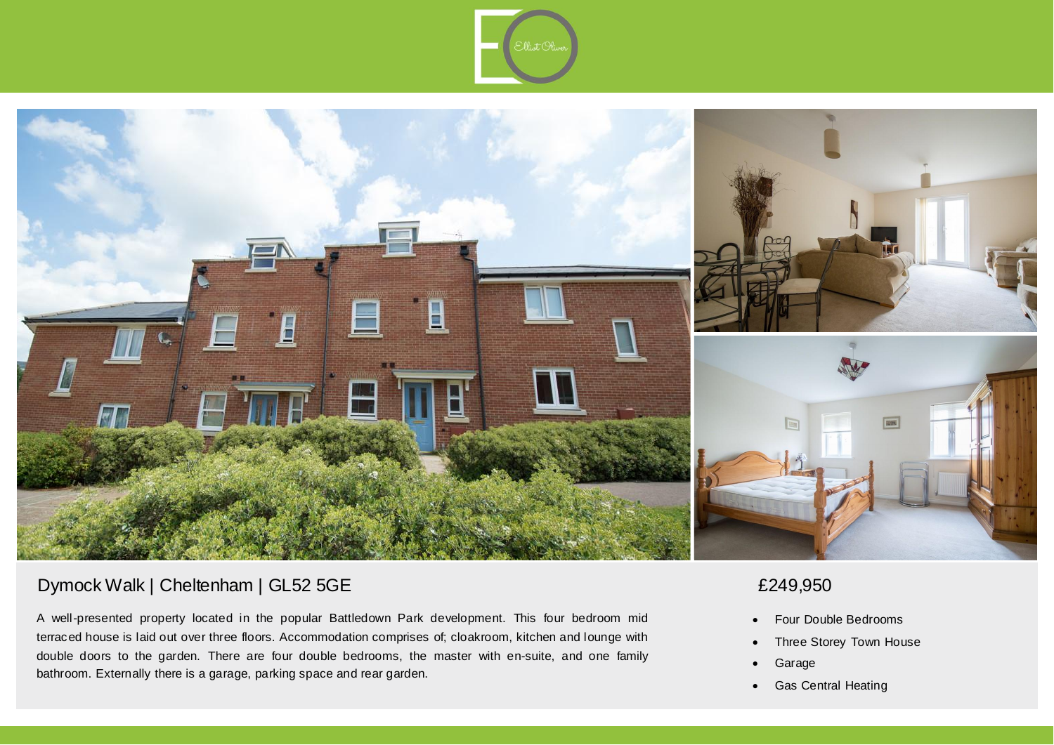## Dymock Walk | Cheltenham | GL52 5GE

## £249,950

A well-presented property located in the popular Battledown Park development. This four bedroom mid terraced house is laid out over three floors. Accommodation comprises of; cloakroom, kitchen and lounge with double doors to the garden. There are four double bedrooms, the master with en-suite, and one family bathroom. Externally there is a garage, parking space and rear garden.

- Four Double Bedrooms
- Three Storey Town House
- Garage
- Gas Central Heating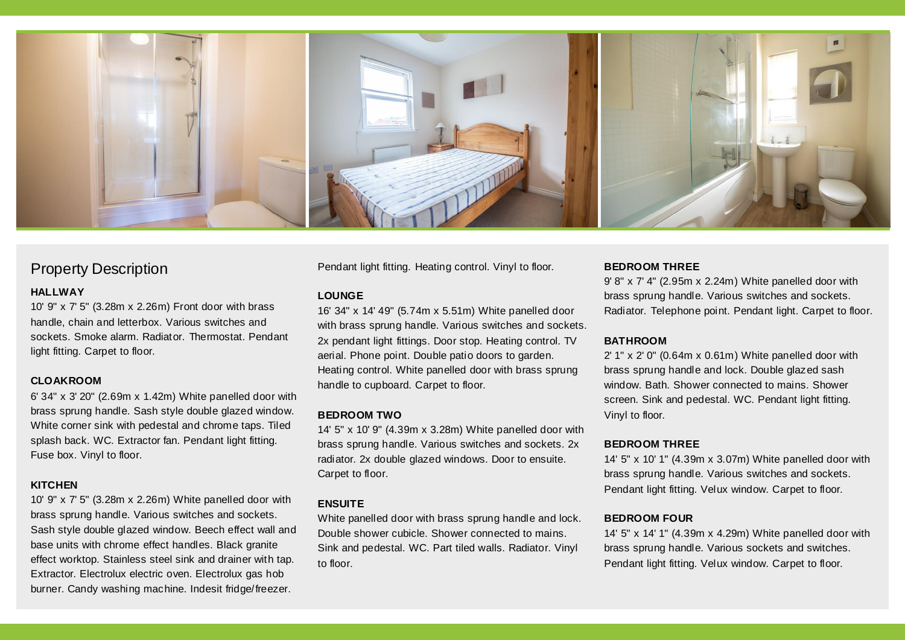## Property Description

### HALLWAY

10' 9" x 7' 5" (3.28m x 2.26m) Front door with brass handle, chain and letterbox. Various switches and sockets. Smoke alarm. Radiator. Thermostat. Pendant light fitting. Carpet to floor.

### CLOAKROOM

6' 34" x 3' 20" (2.69m x 1.42m) White panelled door with brass sprung handle. Sash style double glazed window. White corner sink with pedestal and chrome taps. Tiled splash back. WC. Extractor fan. Pendant light fitting. Fuse box. Vinyl to floor.

### KITCHEN

10' 9" x 7' 5" (3.28m x 2.26m) White panelled door with brass sprung handle. Various switches and sockets. Sash style double glazed window. Beech effect wall and base units with chrome effect handles. Black granite effect worktop. Stainless steel sink and drainer with tap. Extractor. Electrolux electric oven. Electrolux gas hob burner. Candy washing machine. Indesit fridge/freezer. Pendant light fitting. Heating control. Vinyl to floor.

### LOUNGE

16' 34" x 14' 49" (5.74m x 5.51m) White panelled door with brass sprung handle. Various switches and sockets. 2x pendant light fittings. Door stop. Heating control. TV aerial. Phone point. Double patio doors to garden. Heating control. White panelled door with brass sprung handle to cupboard. Carpet to floor.

### BEDROOM TWO

14' 5" x 10' 9" (4.39m x 3.28m) White panelled door with brass sprung handle. Various switches and sockets. 2x radiator. 2x double glazed windows. Door to ensuite. Carpet to floor.

### ENSUITE

White panelled door with brass sprung handle and lock. Double shower cubicle. Shower connected to mains. Sink and pedestal. WC. Part tiled walls. Radiator. Vinyl to floor.

### BEDROOM THREE

9' 8" x 7' 4" (2.95m x 2.24m) White panelled door with brass sprung handle. Various switches and sockets. Radiator. Telephone point. Pendant light. Carpet to floor.

### BATHROOM

2' 1" x 2' 0" (0.64m x 0.61m) White panelled door with brass sprung handle and lock. Double glazed sash window. Bath. Shower connected to mains. Shower screen. Sink and pedestal. WC. Pendant light fitting. Vinyl to floor.

### BEDROOM THREE

14' 5" x 10' 1" (4.39m x 3.07m) White panelled door with brass sprung handle. Various switches and sockets. Pendant light fitting. Velux window. Carpet to floor.

### BEDROOM FOUR

14' 5" x 14' 1" (4.39m x 4.29m) White panelled door with brass sprung handle. Various sockets and switches. Pendant light fitting. Velux window. Carpet to floor.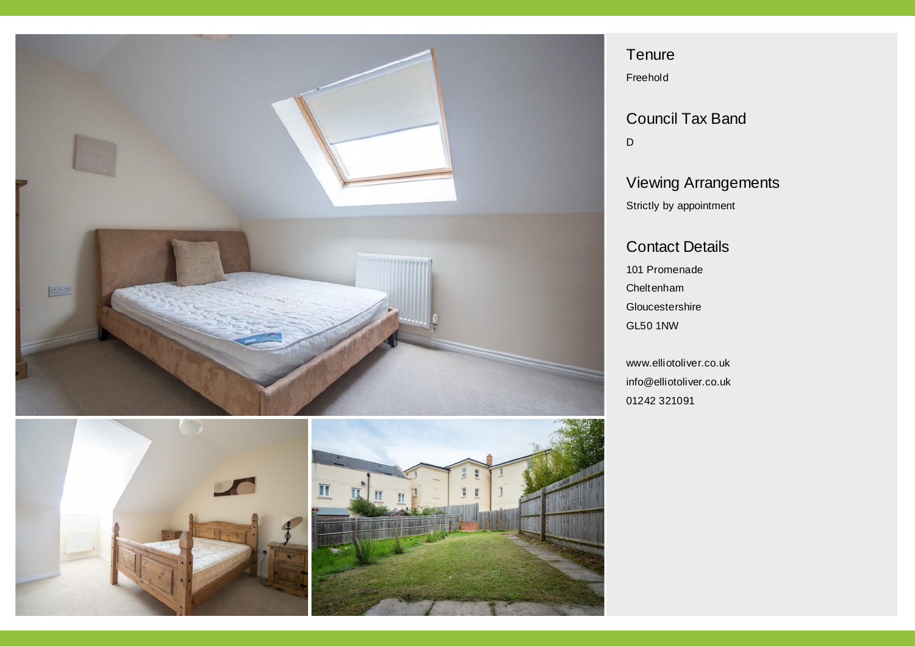## Tenure

Freehold

## Council Tax Band

D

## Viewing Arrangements

Strictly by appointment

## Contact Details

101 Promenade
Cheltenham
Gloucestershire
GL50 1NW

www.elliotoliver.co.uk
info@elliotoliver.co.uk
01242 321091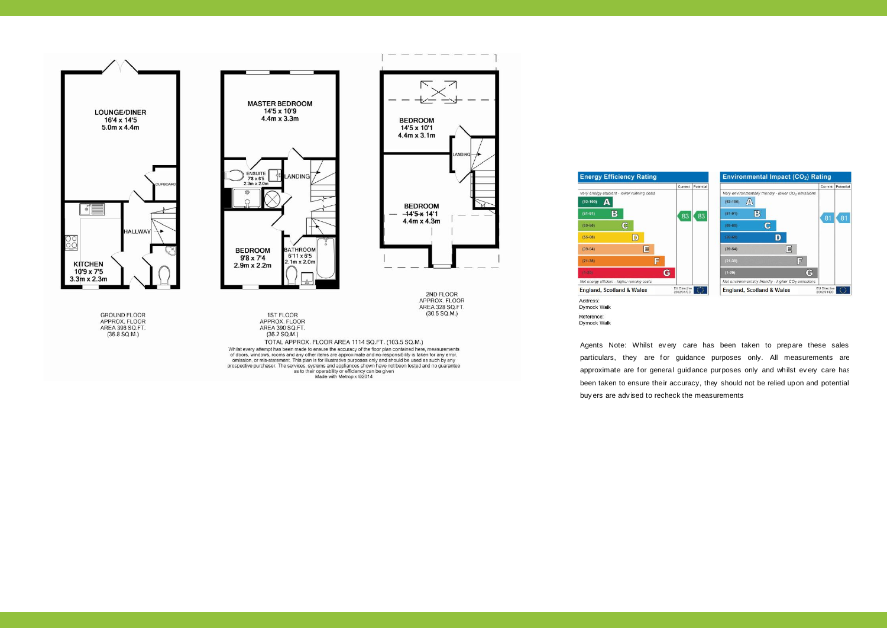LOUNGE/DINER
16'4 x 14'5
5.0m x 4.4m

CUPBOARD

HALLWAY

KITCHEN
10'9 x 7'5
3.3m x 2.3m

GROUND FLOOR
APPROX. FLOOR
AREA 396 SQ.FT.
(36.8 SQ.M.)

MASTER BEDROOM
14'5 x 10'9
4.4m x 3.3m

ENSUITE
7'8 x 6'5
2.3m x 2.0m

LANDING

BEDROOM
9'8 x 7'4
2.9m x 2.2m

BATHROOM
6'11 x 6'5
2.1m x 2.0m

1ST FLOOR
APPROX. FLOOR
AREA 390 SQ.FT.
(36.2 SQ.M.)

BEDROOM
14'5 x 10'1
4.4m x 3.1m

LANDING

BEDROOM
14'5 x 14'1
4.4m x 4.3m

2ND FLOOR
APPROX. FLOOR
AREA 328 SQ.FT.
(30.5 SQ.M.)

TOTAL APPROX. FLOOR AREA 1114 SQ.FT. (103.5 SQ.M.)

Whilst every attempt has been made to ensure the accuracy of the floor plan contained here, measurements of doors, windows, rooms and any other items are approximate and no responsibility is taken for any error, omission, or mis-statement. This plan is for illustrative purposes only and should be used as such by any prospective purchaser. The services, systems and appliances shown have not been tested and no guarantee as to their operability or efficiency can be given
Made with Metropix ©2014

**Energy Efficiency Rating**

Current | Potential

Very energy efficient - lower running costs

(92-100) A
(81-91) B
(69-80) C
(55-68) D
(39-54) E
(21-38) F
(1-20) G

Not energy efficient - higher running costs

83
83

England, Scotland & Wales
EU Directive 2002/91/EC

**Environmental Impact ($CO_2$) Rating**

Current | Potential

Very environmentally friendly - lower $CO_2$ emissions

(92-100) A
(81-91) B
(69-80) C
(55-68) D
(39-54) E
(21-38) F
(1-20) G

Not environmentally friendly - higher $CO_2$ emissions

81
81

England, Scotland & Wales
EU Directive 2002/91/EC

Address:
Dymock Walk

Reference:
Dymock Walk

Agents Note: Whilst every care has been taken to prepare these sales particulars, they are for guidance purposes only. All measurements are approximate are for general guidance purposes only and whilst every care has been taken to ensure their accuracy, they should not be relied upon and potential buyers are advised to recheck the measurements